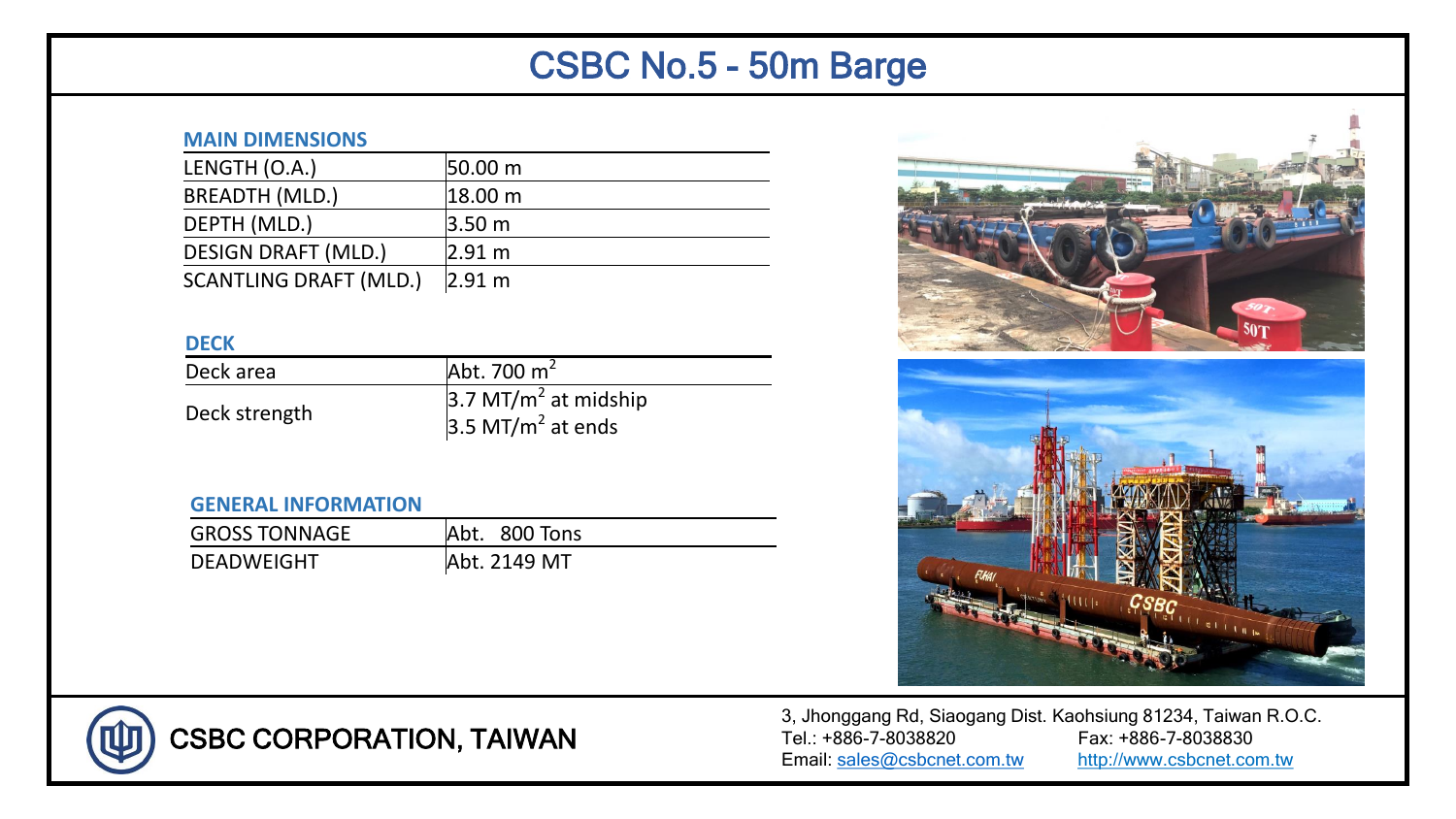# CSBC No.5 - 50m Barge

## MAIN DIMENSIONS

| | |
|---|---|
| LENGTH (O.A.) | 50.00 m |
| BREADTH (MLD.) | 18.00 m |
| DEPTH (MLD.) | 3.50 m |
| DESIGN DRAFT (MLD.) | 2.91 m |
| SCANTLING DRAFT (MLD.) | 2.91 m |

## DECK

| | |
|---|---|
| Deck area | Abt. 700 $m^2$ |
| Deck strength | 3.7 $MT/m^2$ at midship<br>3.5 $MT/m^2$ at ends |

## GENERAL INFORMATION

| | |
|---|---|
| GROSS TONNAGE | Abt. 800 Tons |
| DEADWEIGHT | Abt. 2149 MT |

CSBC CORPORATION, TAIWAN

3, Jhonggang Rd, Siaogang Dist. Kaohsiung 81234, Taiwan R.O.C.
Tel.: +886-7-8038820 Fax: +886-7-8038830
Email: sales@csbcnet.com.tw http://www.csbcnet.com.tw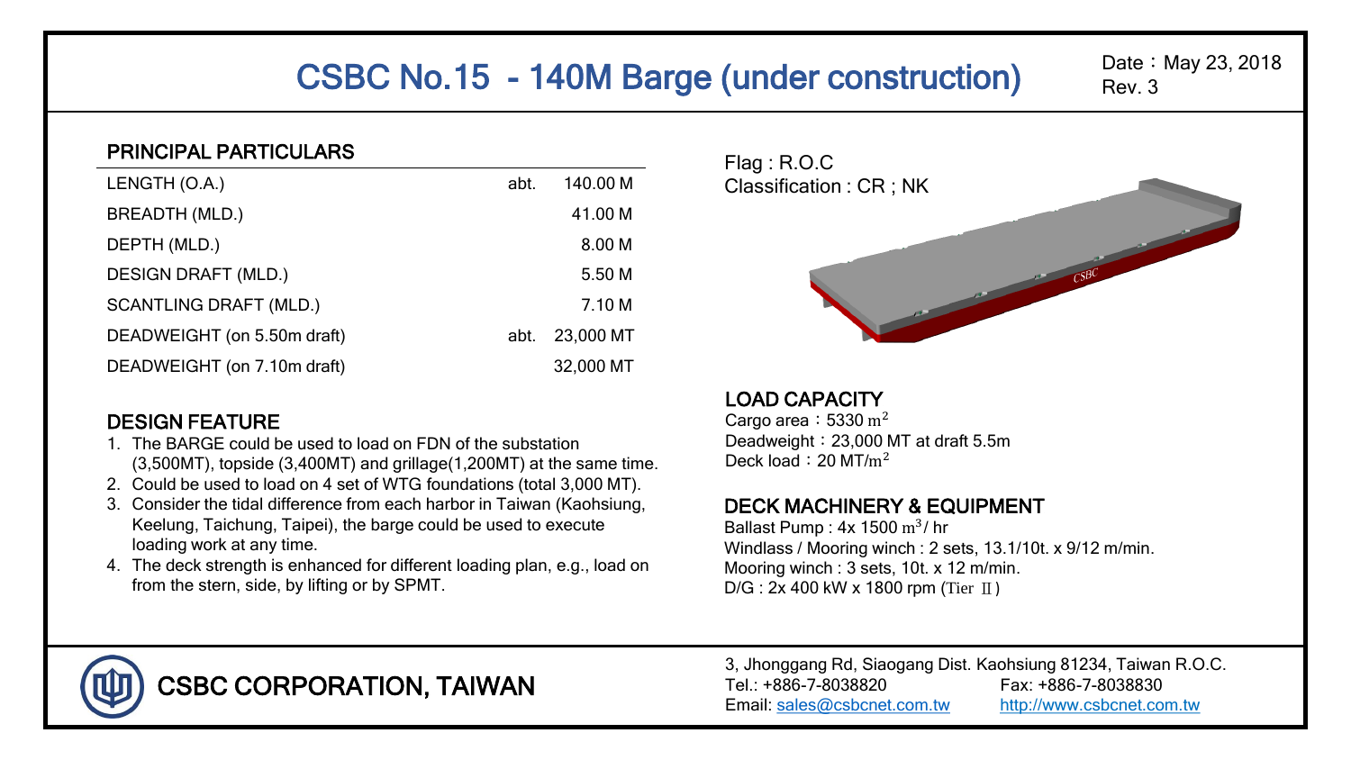# CSBC No.15 - 140M Barge (under construction)

Date：May 23, 2018
Rev. 3

## PRINCIPAL PARTICULARS

| | | |
|---|---|---|
| LENGTH (O.A.) | abt. | 140.00 M |
| BREADTH (MLD.) | | 41.00 M |
| DEPTH (MLD.) | | 8.00 M |
| DESIGN DRAFT (MLD.) | | 5.50 M |
| SCANTLING DRAFT (MLD.) | | 7.10 M |
| DEADWEIGHT (on 5.50m draft) | abt. | 23,000 MT |
| DEADWEIGHT (on 7.10m draft) | | 32,000 MT |

## DESIGN FEATURE

1. The BARGE could be used to load on FDN of the substation (3,500MT), topside (3,400MT) and grillage(1,200MT) at the same time.
2. Could be used to load on 4 set of WTG foundations (total 3,000 MT).
3. Consider the tidal difference from each harbor in Taiwan (Kaohsiung, Keelung, Taichung, Taipei), the barge could be used to execute loading work at any time.
4. The deck strength is enhanced for different loading plan, e.g., load on from the stern, side, by lifting or by SPMT.

Flag : R.O.C
Classification : CR ; NK

## LOAD CAPACITY

Cargo area：5330 $m^2$
Deadweight：23,000 MT at draft 5.5m
Deck load：20 MT/$m^2$

## DECK MACHINERY & EQUIPMENT

Ballast Pump : 4x 1500 $m^3$/ hr
Windlass / Mooring winch : 2 sets, 13.1/10t. x 9/12 m/min.
Mooring winch : 3 sets, 10t. x 12 m/min.
D/G : 2x 400 kW x 1800 rpm (Tier Ⅱ)

**CSBC CORPORATION, TAIWAN**

3, Jhonggang Rd, Siaogang Dist. Kaohsiung 81234, Taiwan R.O.C.
Tel.: +886-7-8038820　Fax: +886-7-8038830
Email: sales@csbcnet.com.tw　http://www.csbcnet.com.tw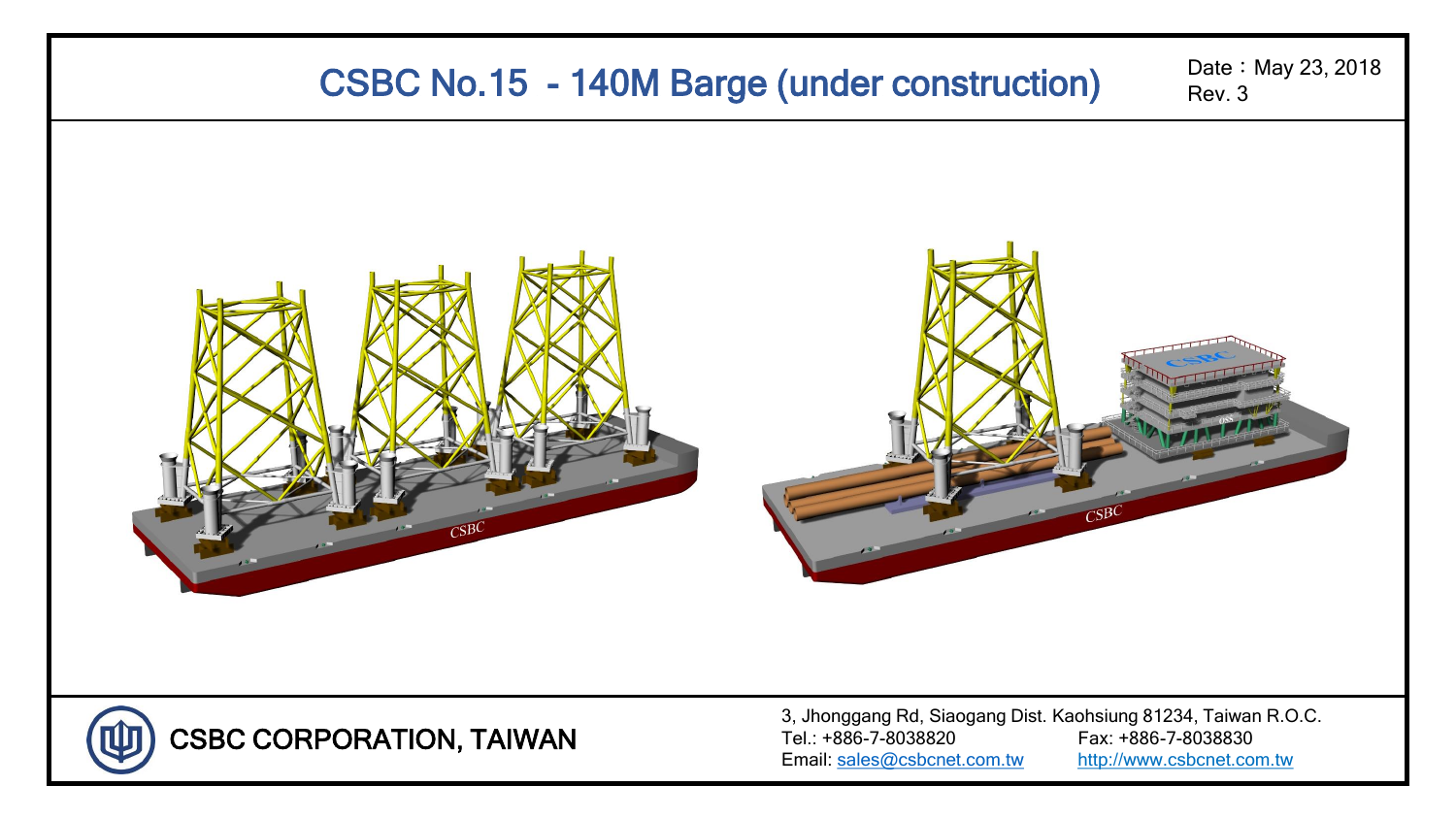# CSBC No.15 - 140M Barge (under construction)

Date：May 23, 2018
Rev. 3

CSBC CORPORATION, TAIWAN

3, Jhonggang Rd, Siaogang Dist. Kaohsiung 81234, Taiwan R.O.C.
Tel.: +886-7-8038820 Fax: +886-7-8038830
Email: sales@csbcnet.com.tw http://www.csbcnet.com.tw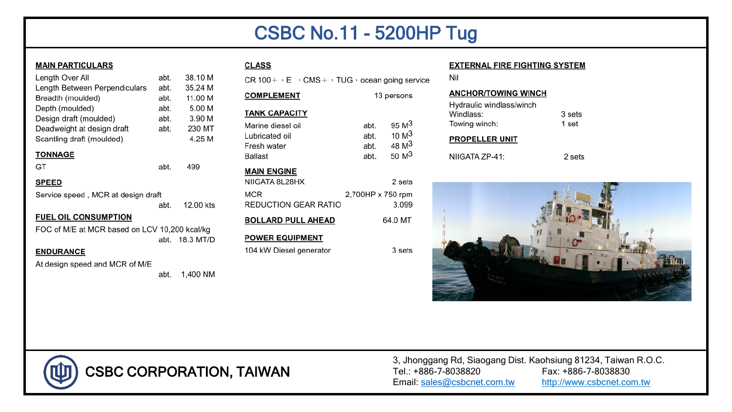# CSBC No.11 - 5200HP Tug

## MAIN PARTICULARS

| | | |
|---|---|---|
| Length Over All | abt. | 38.10 M |
| Length Between Perpendiculars | abt. | 35.24 M |
| Breadth (moulded) | abt. | 11.00 M |
| Depth (moulded) | abt. | 5.00 M |
| Design draft (moulded) | abt. | 3.90 M |
| Deadweight at design draft | abt. | 230 MT |
| Scantling draft (moulded) | | 4.25 M |

## TONNAGE

GT abt. 499

## SPEED

Service speed , MCR at design draft
abt. 12.00 kts

## FUEL OIL CONSUMPTION

FOC of M/E at MCR based on LCV 10,200 kcal/kg
abt. 18.3 MT/D

## ENDURANCE

At design speed and MCR of M/E
abt. 1,400 NM

## CLASS

CR 100＋，E ，CMS＋，TUG，ocean going service

## COMPLEMENT

13 persons

## TANK CAPACITY

| | | |
|---|---|---|
| Marine diesel oil | abt. | 95 $M^3$ |
| Lubricated oil | abt. | 10 $M^3$ |
| Fresh water | abt. | 48 $M^3$ |
| Ballast | abt. | 50 $M^3$ |

## MAIN ENGINE

NIIGATA 8L28HX 2 sets

MCR 2,700HP x 750 rpm

REDUCTION GEAR RATIO 3.099

## BOLLARD PULL AHEAD

64.0 MT

## POWER EQUIPMENT

104 kW Diesel generator 3 sets

## EXTERNAL FIRE FIGHTING SYSTEM

Nil

## ANCHOR/TOWING WINCH

Hydraulic windlass/winch

Windlass: 3 sets

Towing winch: 1 set

## PROPELLER UNIT

NIIGATA ZP-41: 2 sets

**CSBC CORPORATION, TAIWAN**

3, Jhonggang Rd, Siaogang Dist. Kaohsiung 81234, Taiwan R.O.C.
Tel.: +886-7-8038820 Fax: +886-7-8038830
Email: sales@csbcnet.com.tw http://www.csbcnet.com.tw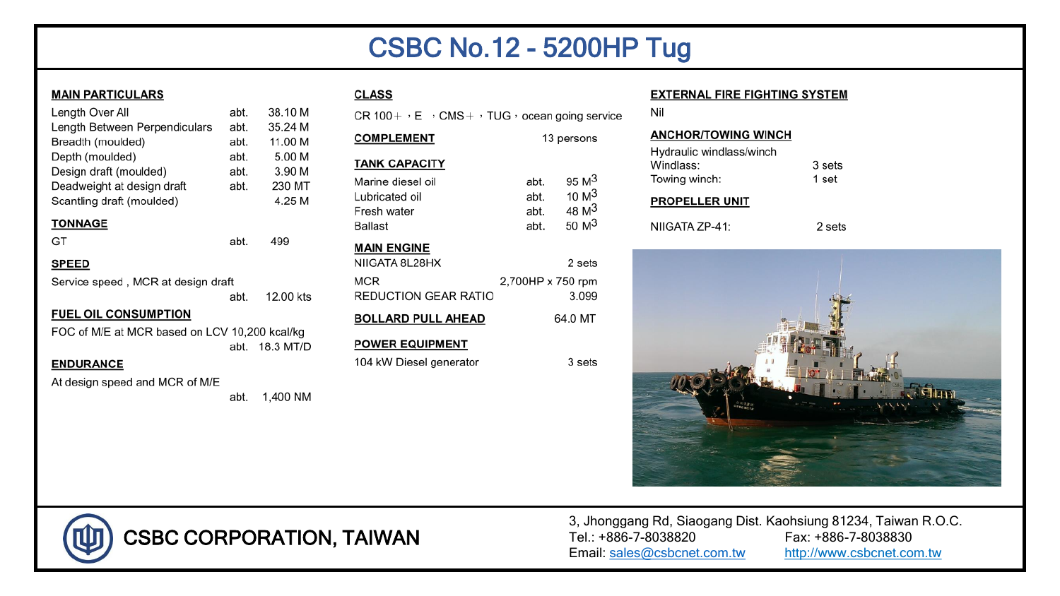# CSBC No.12 - 5200HP Tug

## MAIN PARTICULARS

| | | |
|---|---|---|
| Length Over All | abt. | 38.10 M |
| Length Between Perpendiculars | abt. | 35.24 M |
| Breadth (moulded) | abt. | 11.00 M |
| Depth (moulded) | abt. | 5.00 M |
| Design draft (moulded) | abt. | 3.90 M |
| Deadweight at design draft | abt. | 230 MT |
| Scantling draft (moulded) | | 4.25 M |

## TONNAGE

GT abt. 499

## SPEED

Service speed , MCR at design draft abt. 12.00 kts

## FUEL OIL CONSUMPTION

FOC of M/E at MCR based on LCV 10,200 kcal/kg abt. 18.3 MT/D

## ENDURANCE

At design speed and MCR of M/E abt. 1,400 NM

## CLASS

CR 100+ , E , CMS+ , TUG , ocean going service

## COMPLEMENT

13 persons

## TANK CAPACITY

| | | |
|---|---|---|
| Marine diesel oil | abt. | 95 $M^3$ |
| Lubricated oil | abt. | 10 $M^3$ |
| Fresh water | abt. | 48 $M^3$ |
| Ballast | abt. | 50 $M^3$ |

## MAIN ENGINE

NIIGATA 8L28HX 2 sets

MCR 2,700HP x 750 rpm

REDUCTION GEAR RATIO 3.099

## BOLLARD PULL AHEAD

64.0 MT

## POWER EQUIPMENT

104 kW Diesel generator 3 sets

## EXTERNAL FIRE FIGHTING SYSTEM

Nil

## ANCHOR/TOWING WINCH

Hydraulic windlass/winch

Windlass: 3 sets

Towing winch: 1 set

## PROPELLER UNIT

NIIGATA ZP-41: 2 sets

CSBC CORPORATION, TAIWAN

3, Jhonggang Rd, Siaogang Dist. Kaohsiung 81234, Taiwan R.O.C.

Tel.: +886-7-8038820 Fax: +886-7-8038830

Email: sales@csbcnet.com.tw http://www.csbcnet.com.tw